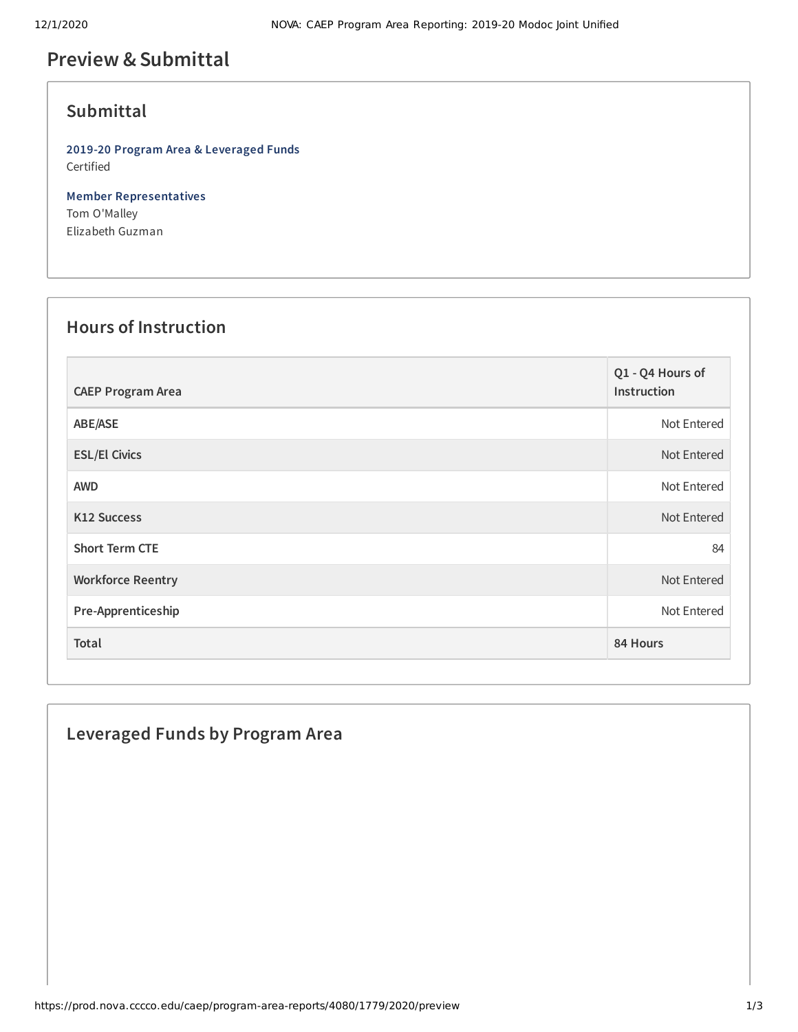# Preview & Submittal

## Submittal

**2019-20 Program Area & Leveraged Funds**
Certified

**Member Representatives**
Tom O'Malley
Elizabeth Guzman

## Hours of Instruction

| CAEP Program Area | Q1 - Q4 Hours of Instruction |
|---|---|
| ABE/ASE | Not Entered |
| ESL/El Civics | Not Entered |
| AWD | Not Entered |
| K12 Success | Not Entered |
| Short Term CTE | 84 |
| Workforce Reentry | Not Entered |
| Pre-Apprenticeship | Not Entered |
| **Total** | **84 Hours** |

## Leveraged Funds by Program Area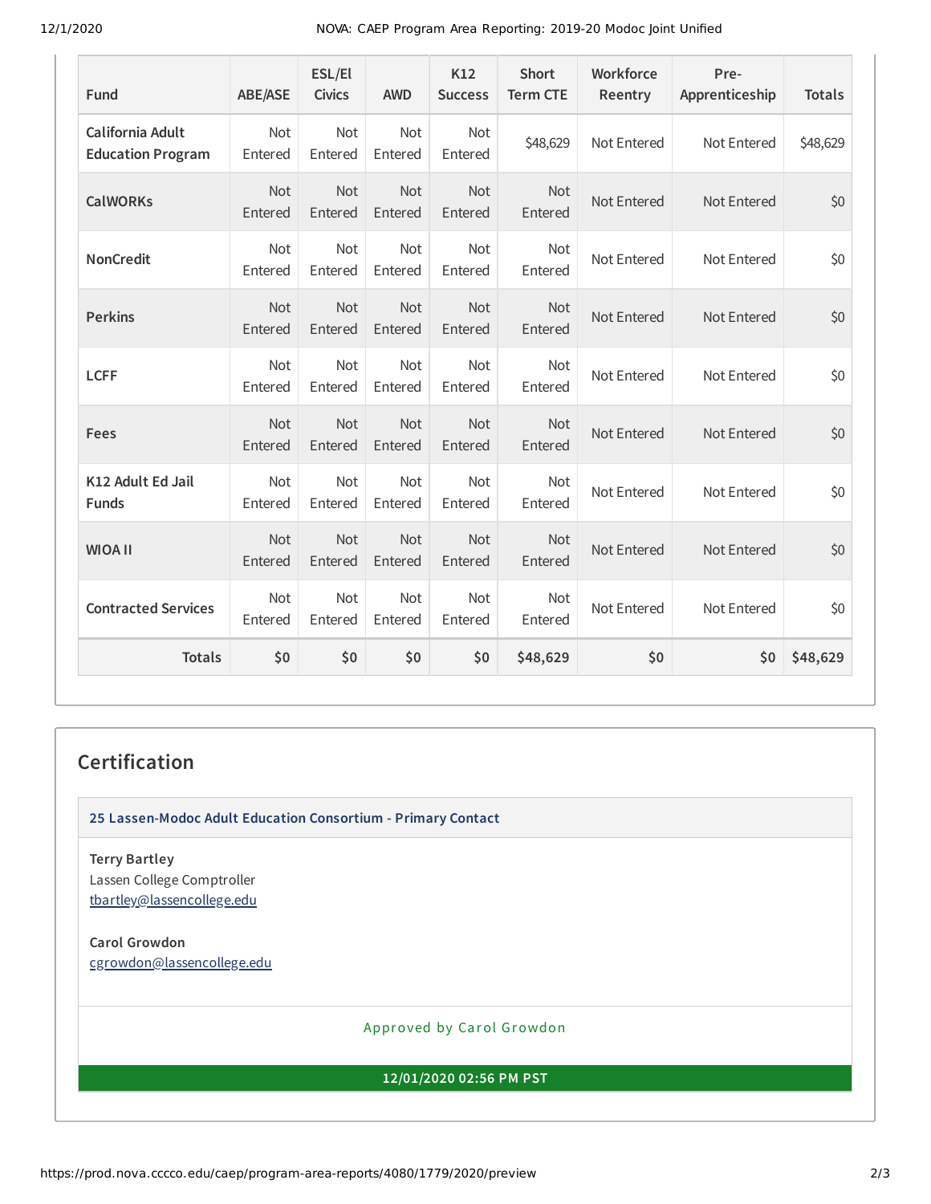| Fund | ABE/ASE | ESL/El Civics | AWD | K12 Success | Short Term CTE | Workforce Reentry | Pre-Apprenticeship | Totals |
| --- | --- | --- | --- | --- | --- | --- | --- | --- |
| California Adult Education Program | Not Entered | Not Entered | Not Entered | Not Entered | $48,629 | Not Entered | Not Entered | $48,629 |
| CalWORKs | Not Entered | Not Entered | Not Entered | Not Entered | Not Entered | Not Entered | Not Entered | $0 |
| NonCredit | Not Entered | Not Entered | Not Entered | Not Entered | Not Entered | Not Entered | Not Entered | $0 |
| Perkins | Not Entered | Not Entered | Not Entered | Not Entered | Not Entered | Not Entered | Not Entered | $0 |
| LCFF | Not Entered | Not Entered | Not Entered | Not Entered | Not Entered | Not Entered | Not Entered | $0 |
| Fees | Not Entered | Not Entered | Not Entered | Not Entered | Not Entered | Not Entered | Not Entered | $0 |
| K12 Adult Ed Jail Funds | Not Entered | Not Entered | Not Entered | Not Entered | Not Entered | Not Entered | Not Entered | $0 |
| WIOA II | Not Entered | Not Entered | Not Entered | Not Entered | Not Entered | Not Entered | Not Entered | $0 |
| Contracted Services | Not Entered | Not Entered | Not Entered | Not Entered | Not Entered | Not Entered | Not Entered | $0 |
| **Totals** | **$0** | **$0** | **$0** | **$0** | **$48,629** | **$0** | **$0** | **$48,629** |

## Certification

**25 Lassen-Modoc Adult Education Consortium - Primary Contact**

**Terry Bartley**
Lassen College Comptroller
tbartley@lassencollege.edu

**Carol Growdon**
cgrowdon@lassencollege.edu

Approved by Carol Growdon

**12/01/2020 02:56 PM PST**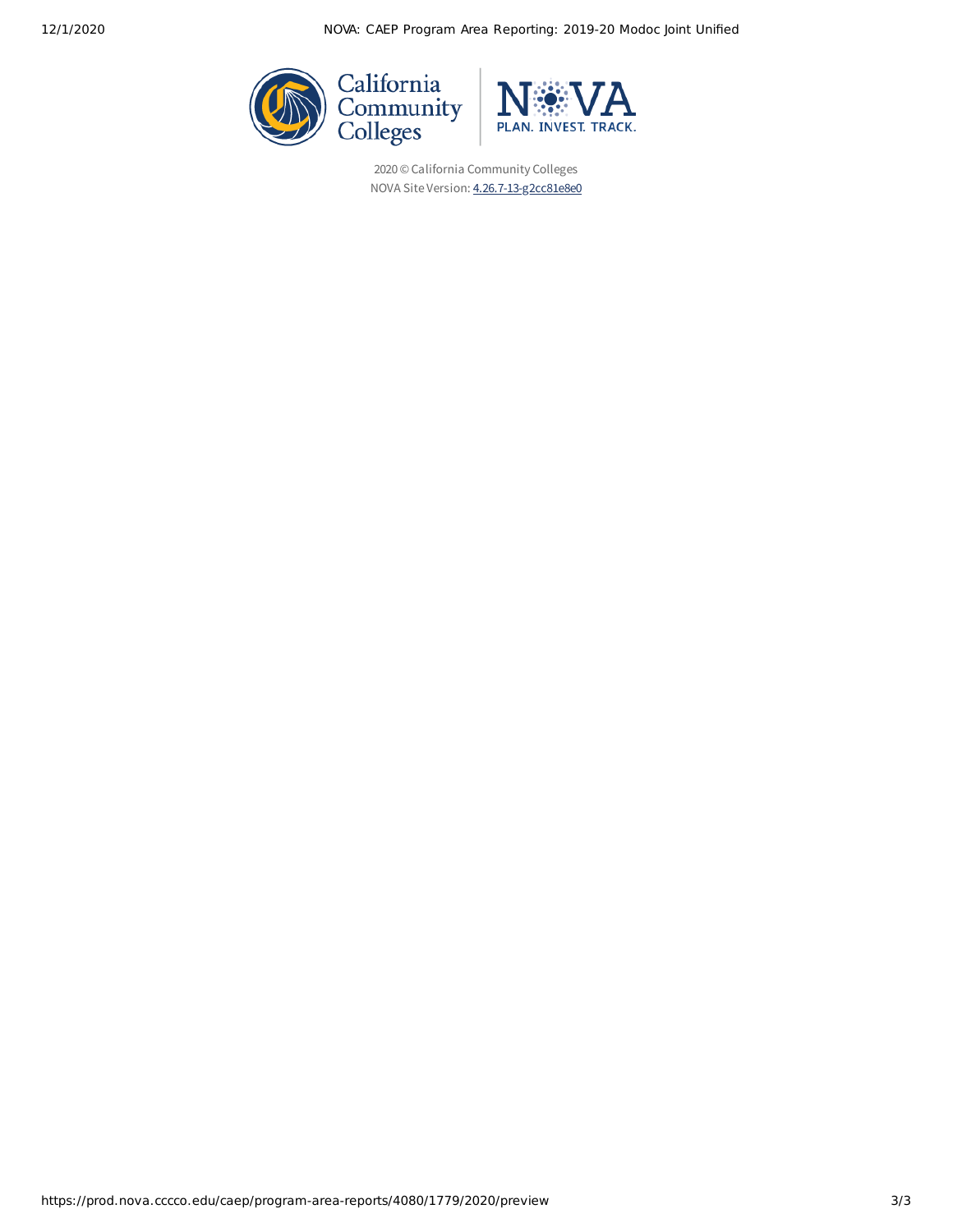2020 © California Community Colleges
NOVA Site Version: 4.26.7-13-g2cc81e8e0